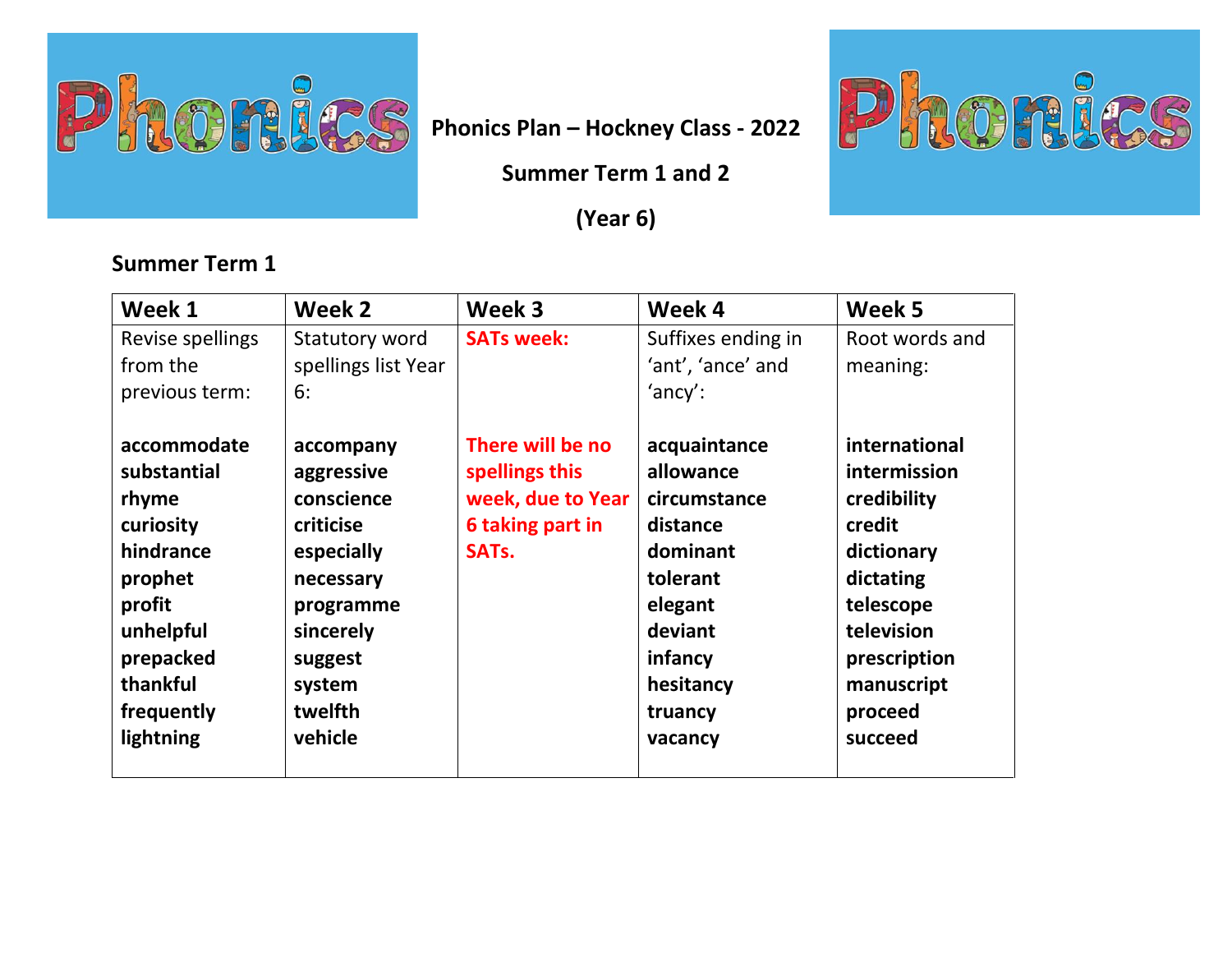# Phonics Plan – Hockney Class - 2022

## Summer Term 1 and 2

## (Year 6)

### Summer Term 1

| Week 1 | Week 2 | Week 3 | Week 4 | Week 5 |
|---|---|---|---|---|
| Revise spellings from the previous term: | Statutory word spellings list Year 6: | **SATs week:** | Suffixes ending in 'ant', 'ance' and 'ancy': | Root words and meaning: |
| **accommodate**<br>**substantial**<br>**rhyme**<br>**curiosity**<br>**hindrance**<br>**prophet**<br>**profit**<br>**unhelpful**<br>**prepacked**<br>**thankful**<br>**frequently**<br>**lightning** | **accompany**<br>**aggressive**<br>**conscience**<br>**criticise**<br>**especially**<br>**necessary**<br>**programme**<br>**sincerely**<br>**suggest**<br>**system**<br>**twelfth**<br>**vehicle** | **There will be no spellings this week, due to Year 6 taking part in SATs.** | **acquaintance**<br>**allowance**<br>**circumstance**<br>**distance**<br>**dominant**<br>**tolerant**<br>**elegant**<br>**deviant**<br>**infancy**<br>**hesitancy**<br>**truancy**<br>**vacancy** | **international**<br>**intermission**<br>**credibility**<br>**credit**<br>**dictionary**<br>**dictating**<br>**telescope**<br>**television**<br>**prescription**<br>**manuscript**<br>**proceed**<br>**succeed** |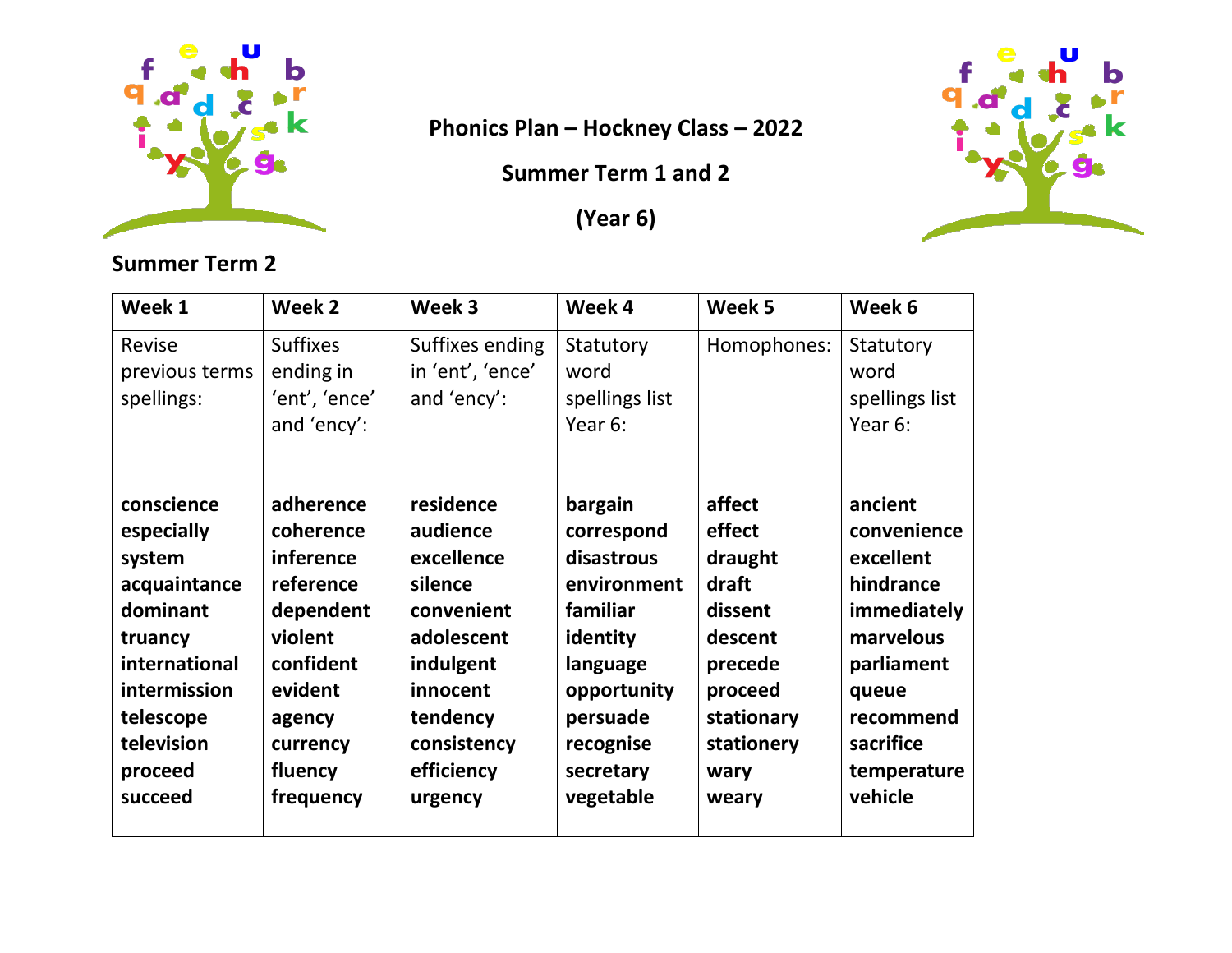# Phonics Plan – Hockney Class – 2022

## Summer Term 1 and 2

## (Year 6)

### Summer Term 2

| Week 1 | Week 2 | Week 3 | Week 4 | Week 5 | Week 6 |
|---|---|---|---|---|---|
| Revise previous terms spellings: | Suffixes ending in 'ent', 'ence' and 'ency': | Suffixes ending in 'ent', 'ence' and 'ency': | Statutory word spellings list Year 6: | Homophones: | Statutory word spellings list Year 6: |
| **conscience**<br>**especially**<br>**system**<br>**acquaintance**<br>**dominant**<br>**truancy**<br>**international**<br>**intermission**<br>**telescope**<br>**television**<br>**proceed**<br>**succeed** | **adherence**<br>**coherence**<br>**inference**<br>**reference**<br>**dependent**<br>**violent**<br>**confident**<br>**evident**<br>**agency**<br>**currency**<br>**fluency**<br>**frequency** | **residence**<br>**audience**<br>**excellence**<br>**silence**<br>**convenient**<br>**adolescent**<br>**indulgent**<br>**innocent**<br>**tendency**<br>**consistency**<br>**efficiency**<br>**urgency** | **bargain**<br>**correspond**<br>**disastrous**<br>**environment**<br>**familiar**<br>**identity**<br>**language**<br>**opportunity**<br>**persuade**<br>**recognise**<br>**secretary**<br>**vegetable** | **affect**<br>**effect**<br>**draught**<br>**draft**<br>**dissent**<br>**descent**<br>**precede**<br>**proceed**<br>**stationary**<br>**stationery**<br>**wary**<br>**weary** | **ancient**<br>**convenience**<br>**excellent**<br>**hindrance**<br>**immediately**<br>**marvelous**<br>**parliament**<br>**queue**<br>**recommend**<br>**sacrifice**<br>**temperature**<br>**vehicle** |